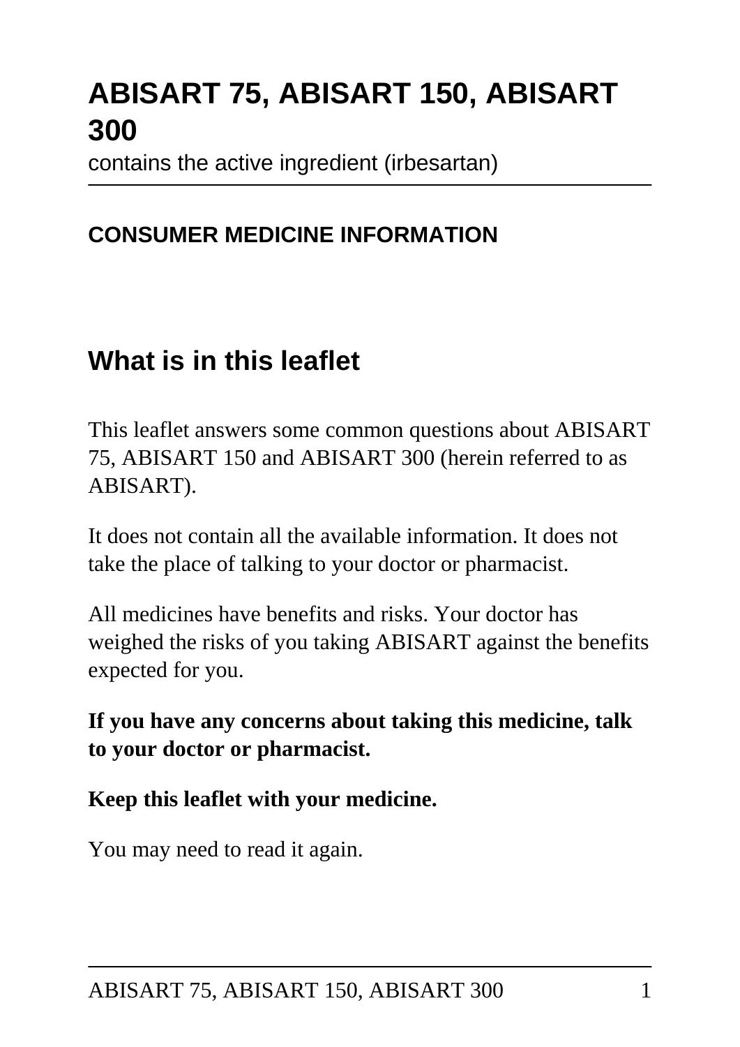# ABISART 75, ABISART 150, ABISART 300

contains the active ingredient (irbesartan)

**CONSUMER MEDICINE INFORMATION**

## What is in this leaflet

This leaflet answers some common questions about ABISART 75, ABISART 150 and ABISART 300 (herein referred to as ABISART).

It does not contain all the available information. It does not take the place of talking to your doctor or pharmacist.

All medicines have benefits and risks. Your doctor has weighed the risks of you taking ABISART against the benefits expected for you.

**If you have any concerns about taking this medicine, talk to your doctor or pharmacist.**

**Keep this leaflet with your medicine.**

You may need to read it again.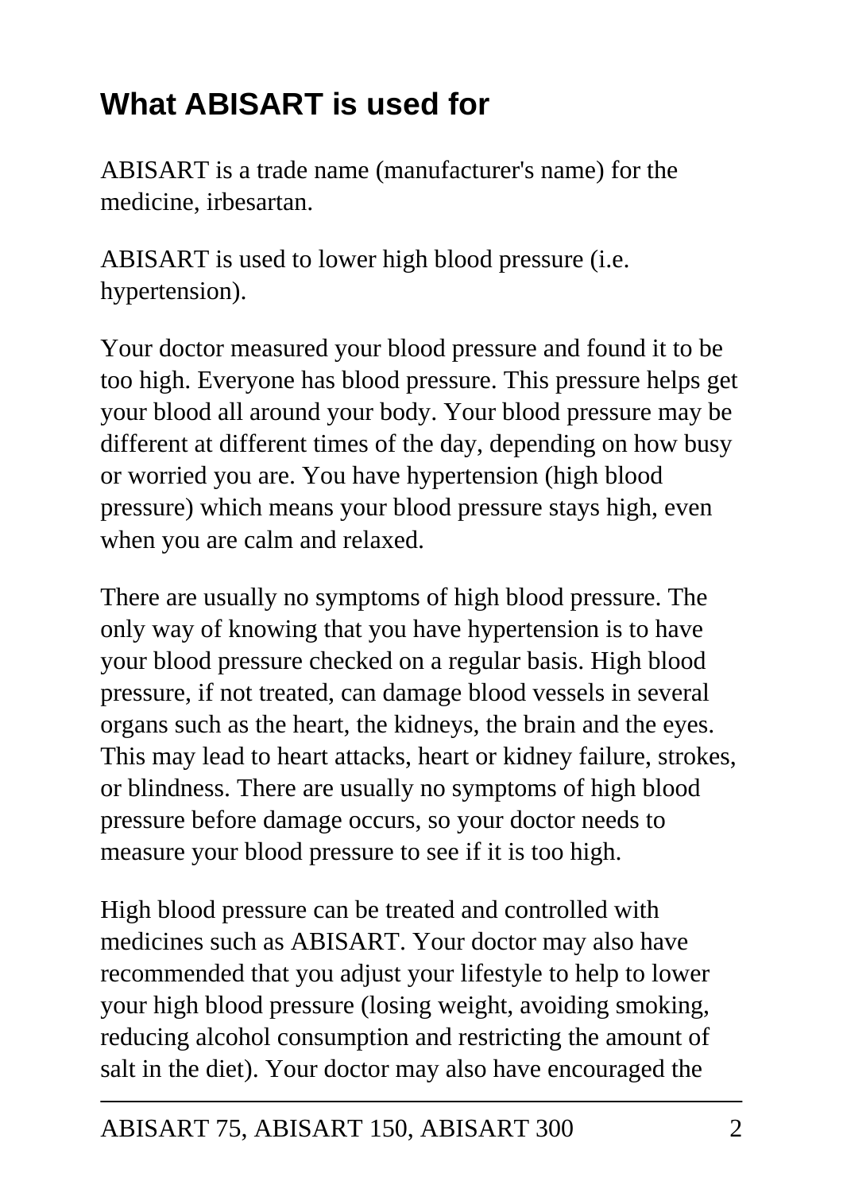## What ABISART is used for

ABISART is a trade name (manufacturer's name) for the medicine, irbesartan.

ABISART is used to lower high blood pressure (i.e. hypertension).

Your doctor measured your blood pressure and found it to be too high. Everyone has blood pressure. This pressure helps get your blood all around your body. Your blood pressure may be different at different times of the day, depending on how busy or worried you are. You have hypertension (high blood pressure) which means your blood pressure stays high, even when you are calm and relaxed.

There are usually no symptoms of high blood pressure. The only way of knowing that you have hypertension is to have your blood pressure checked on a regular basis. High blood pressure, if not treated, can damage blood vessels in several organs such as the heart, the kidneys, the brain and the eyes. This may lead to heart attacks, heart or kidney failure, strokes, or blindness. There are usually no symptoms of high blood pressure before damage occurs, so your doctor needs to measure your blood pressure to see if it is too high.

High blood pressure can be treated and controlled with medicines such as ABISART. Your doctor may also have recommended that you adjust your lifestyle to help to lower your high blood pressure (losing weight, avoiding smoking, reducing alcohol consumption and restricting the amount of salt in the diet). Your doctor may also have encouraged the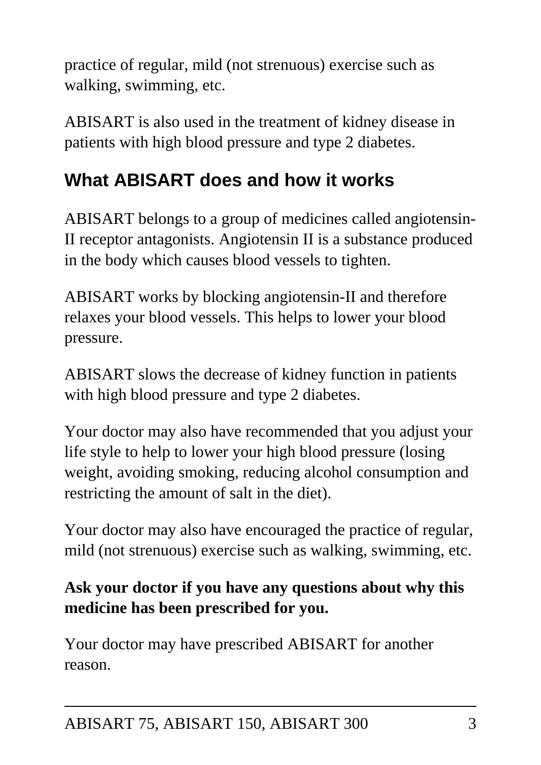practice of regular, mild (not strenuous) exercise such as walking, swimming, etc.

ABISART is also used in the treatment of kidney disease in patients with high blood pressure and type 2 diabetes.

## What ABISART does and how it works

ABISART belongs to a group of medicines called angiotensin-II receptor antagonists. Angiotensin II is a substance produced in the body which causes blood vessels to tighten.

ABISART works by blocking angiotensin-II and therefore relaxes your blood vessels. This helps to lower your blood pressure.

ABISART slows the decrease of kidney function in patients with high blood pressure and type 2 diabetes.

Your doctor may also have recommended that you adjust your life style to help to lower your high blood pressure (losing weight, avoiding smoking, reducing alcohol consumption and restricting the amount of salt in the diet).

Your doctor may also have encouraged the practice of regular, mild (not strenuous) exercise such as walking, swimming, etc.

**Ask your doctor if you have any questions about why this medicine has been prescribed for you.**

Your doctor may have prescribed ABISART for another reason.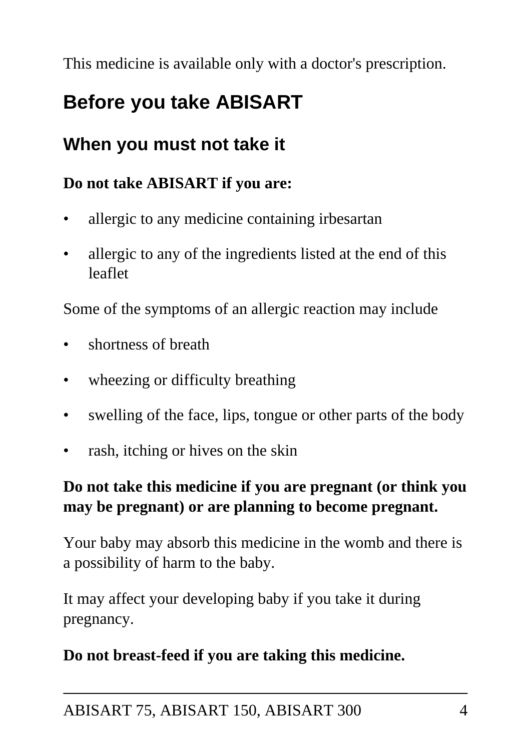This medicine is available only with a doctor's prescription.

## Before you take ABISART

### When you must not take it

**Do not take ABISART if you are:**

- allergic to any medicine containing irbesartan
- allergic to any of the ingredients listed at the end of this leaflet

Some of the symptoms of an allergic reaction may include

- shortness of breath
- wheezing or difficulty breathing
- swelling of the face, lips, tongue or other parts of the body
- rash, itching or hives on the skin

**Do not take this medicine if you are pregnant (or think you may be pregnant) or are planning to become pregnant.**

Your baby may absorb this medicine in the womb and there is a possibility of harm to the baby.

It may affect your developing baby if you take it during pregnancy.

**Do not breast-feed if you are taking this medicine.**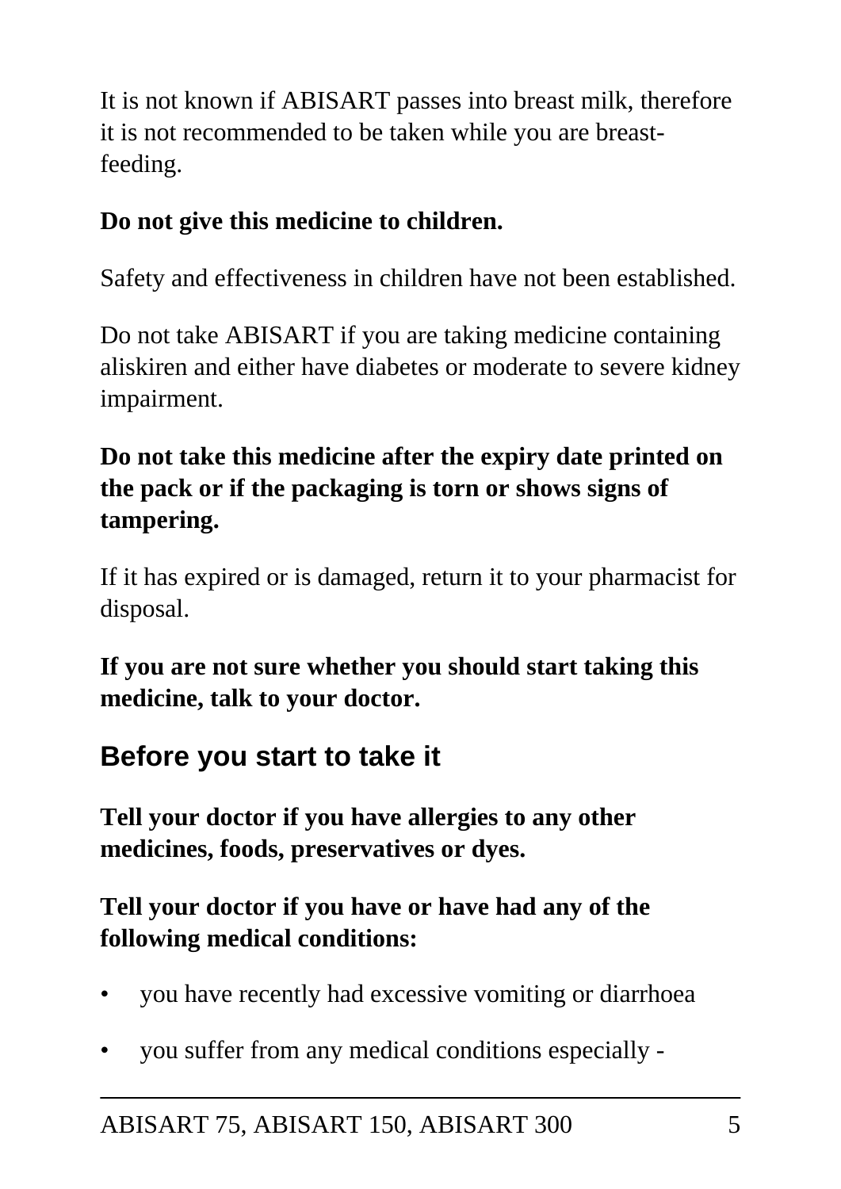It is not known if ABISART passes into breast milk, therefore it is not recommended to be taken while you are breast-feeding.

**Do not give this medicine to children.**

Safety and effectiveness in children have not been established.

Do not take ABISART if you are taking medicine containing aliskiren and either have diabetes or moderate to severe kidney impairment.

**Do not take this medicine after the expiry date printed on the pack or if the packaging is torn or shows signs of tampering.**

If it has expired or is damaged, return it to your pharmacist for disposal.

**If you are not sure whether you should start taking this medicine, talk to your doctor.**

## Before you start to take it

**Tell your doctor if you have allergies to any other medicines, foods, preservatives or dyes.**

**Tell your doctor if you have or have had any of the following medical conditions:**

- you have recently had excessive vomiting or diarrhoea
- you suffer from any medical conditions especially -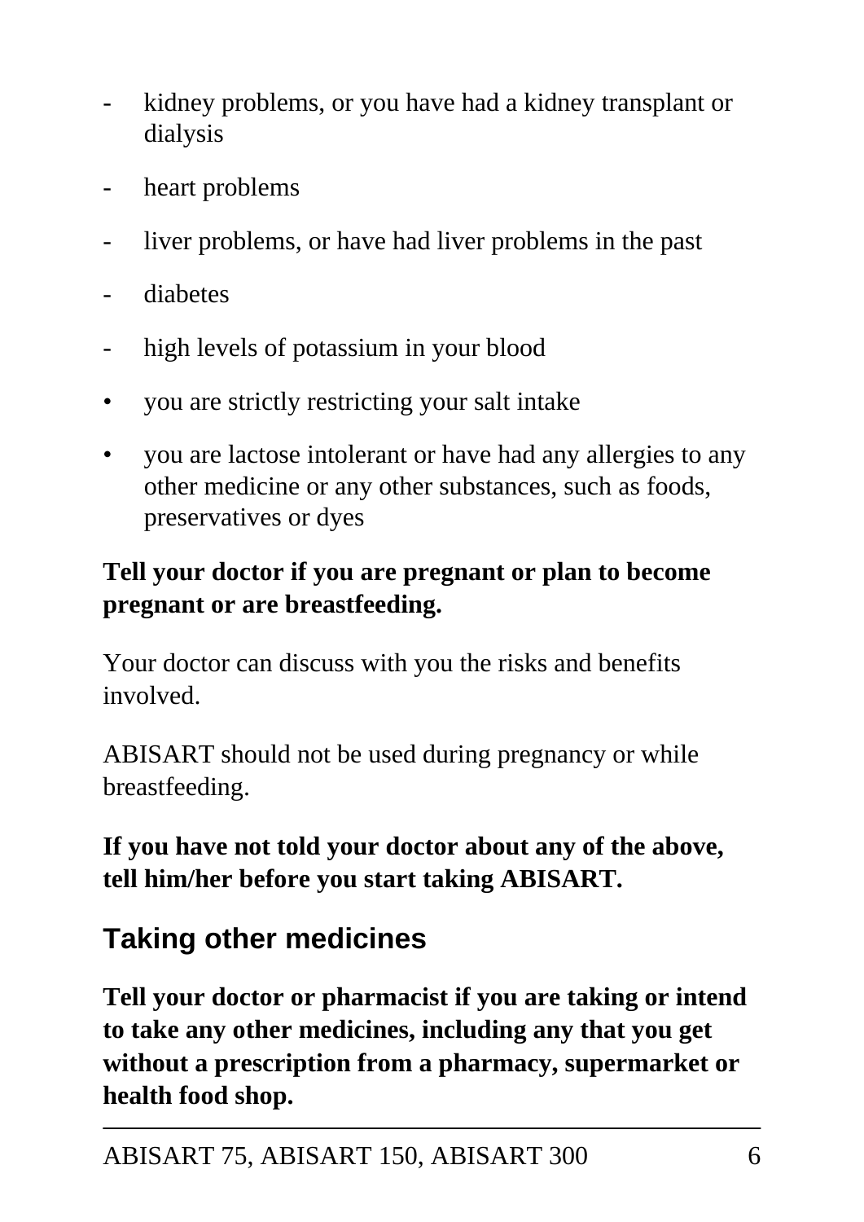- kidney problems, or you have had a kidney transplant or dialysis
- heart problems
- liver problems, or have had liver problems in the past
- diabetes
- high levels of potassium in your blood

- you are strictly restricting your salt intake
- you are lactose intolerant or have had any allergies to any other medicine or any other substances, such as foods, preservatives or dyes

**Tell your doctor if you are pregnant or plan to become pregnant or are breastfeeding.**

Your doctor can discuss with you the risks and benefits involved.

ABISART should not be used during pregnancy or while breastfeeding.

**If you have not told your doctor about any of the above, tell him/her before you start taking ABISART.**

## Taking other medicines

**Tell your doctor or pharmacist if you are taking or intend to take any other medicines, including any that you get without a prescription from a pharmacy, supermarket or health food shop.**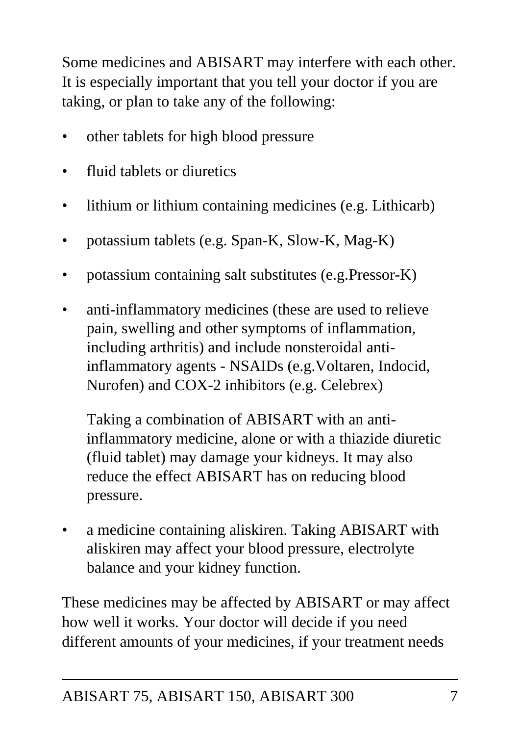Some medicines and ABISART may interfere with each other. It is especially important that you tell your doctor if you are taking, or plan to take any of the following:

- other tablets for high blood pressure
- fluid tablets or diuretics
- lithium or lithium containing medicines (e.g. Lithicarb)
- potassium tablets (e.g. Span-K, Slow-K, Mag-K)
- potassium containing salt substitutes (e.g.Pressor-K)
- anti-inflammatory medicines (these are used to relieve pain, swelling and other symptoms of inflammation, including arthritis) and include nonsteroidal anti-inflammatory agents - NSAIDs (e.g.Voltaren, Indocid, Nurofen) and COX-2 inhibitors (e.g. Celebrex)

  Taking a combination of ABISART with an anti-inflammatory medicine, alone or with a thiazide diuretic (fluid tablet) may damage your kidneys. It may also reduce the effect ABISART has on reducing blood pressure.

- a medicine containing aliskiren. Taking ABISART with aliskiren may affect your blood pressure, electrolyte balance and your kidney function.

These medicines may be affected by ABISART or may affect how well it works. Your doctor will decide if you need different amounts of your medicines, if your treatment needs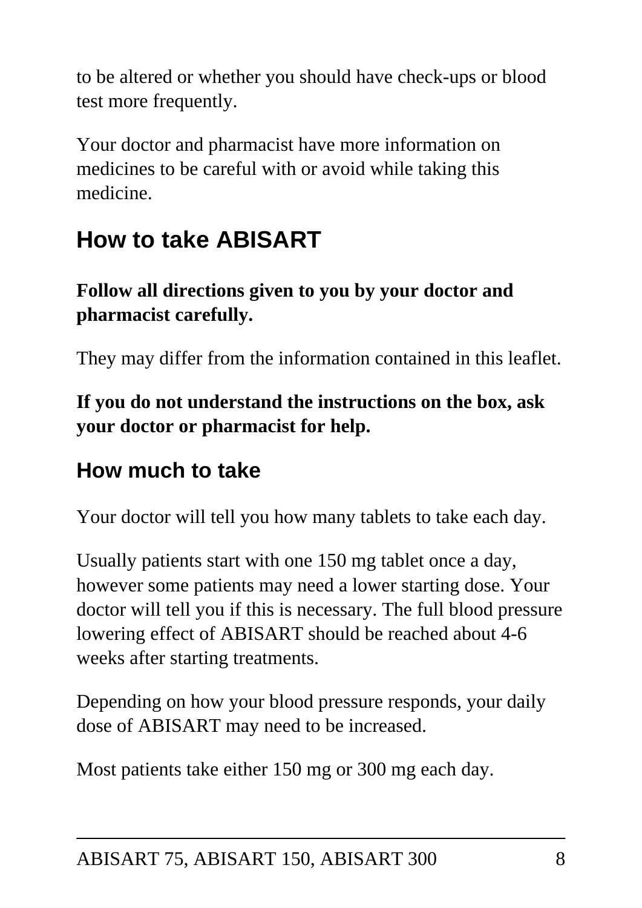to be altered or whether you should have check-ups or blood test more frequently.

Your doctor and pharmacist have more information on medicines to be careful with or avoid while taking this medicine.

## How to take ABISART

**Follow all directions given to you by your doctor and pharmacist carefully.**

They may differ from the information contained in this leaflet.

**If you do not understand the instructions on the box, ask your doctor or pharmacist for help.**

### How much to take

Your doctor will tell you how many tablets to take each day.

Usually patients start with one 150 mg tablet once a day, however some patients may need a lower starting dose. Your doctor will tell you if this is necessary. The full blood pressure lowering effect of ABISART should be reached about 4-6 weeks after starting treatments.

Depending on how your blood pressure responds, your daily dose of ABISART may need to be increased.

Most patients take either 150 mg or 300 mg each day.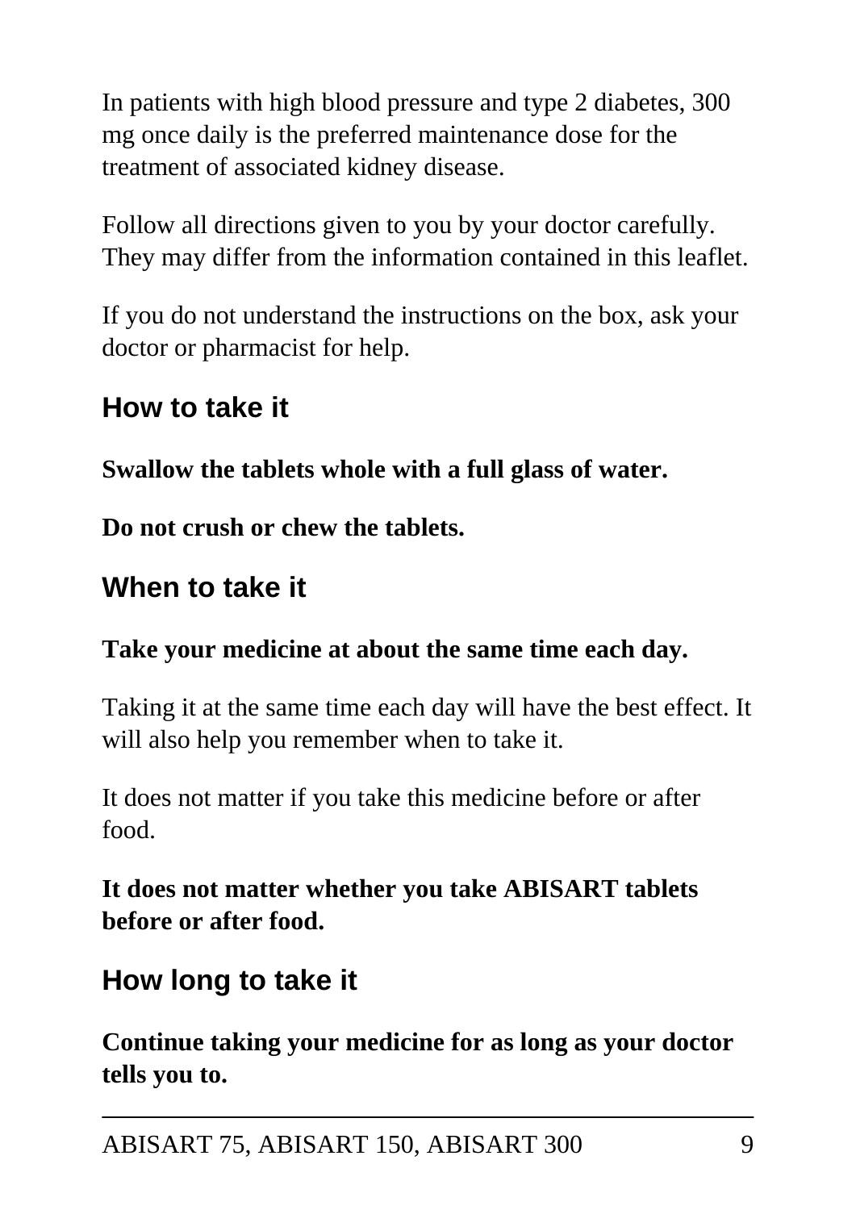In patients with high blood pressure and type 2 diabetes, 300 mg once daily is the preferred maintenance dose for the treatment of associated kidney disease.

Follow all directions given to you by your doctor carefully. They may differ from the information contained in this leaflet.

If you do not understand the instructions on the box, ask your doctor or pharmacist for help.

## How to take it

**Swallow the tablets whole with a full glass of water.**

**Do not crush or chew the tablets.**

## When to take it

**Take your medicine at about the same time each day.**

Taking it at the same time each day will have the best effect. It will also help you remember when to take it.

It does not matter if you take this medicine before or after food.

**It does not matter whether you take ABISART tablets before or after food.**

## How long to take it

**Continue taking your medicine for as long as your doctor tells you to.**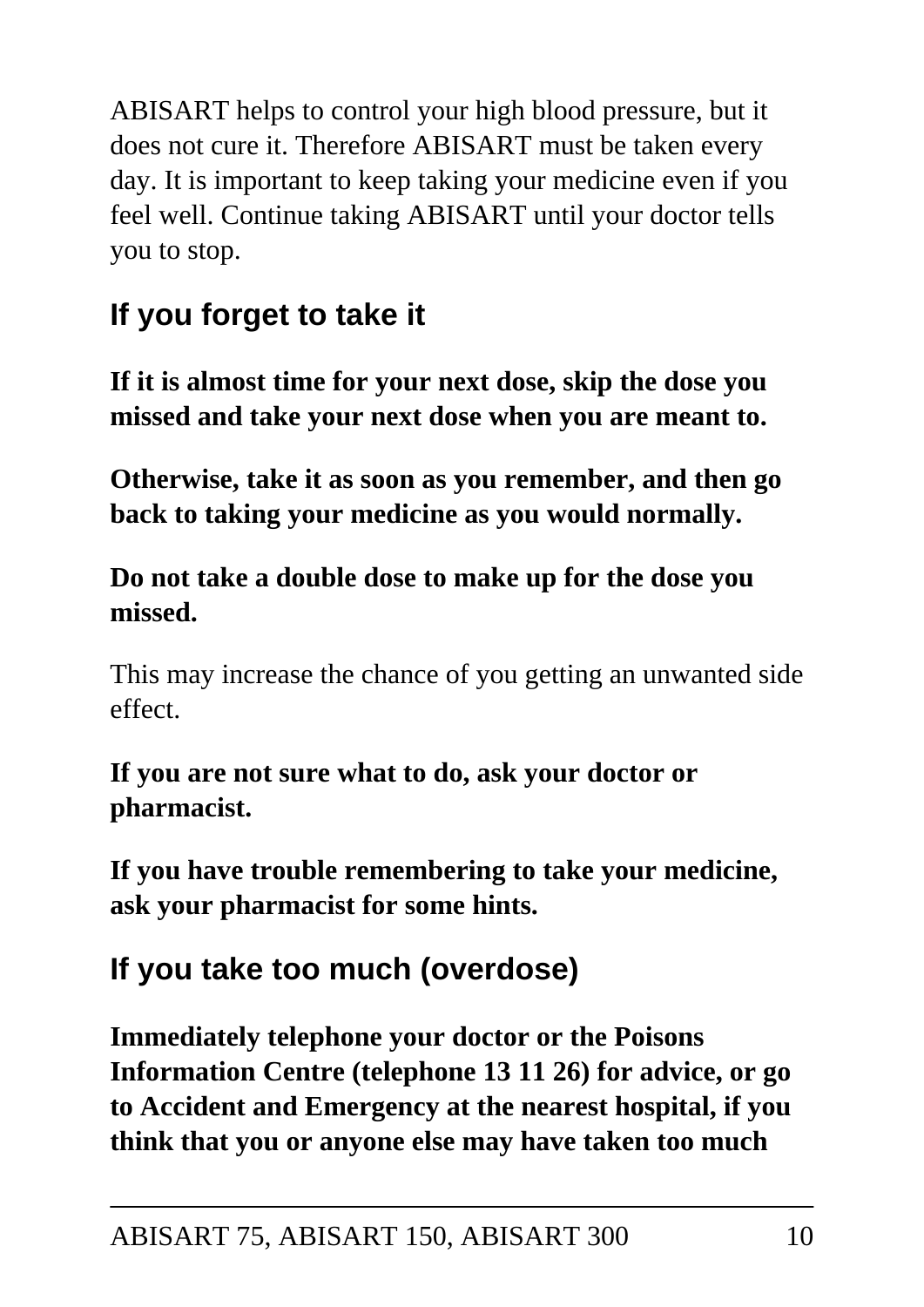ABISART helps to control your high blood pressure, but it does not cure it. Therefore ABISART must be taken every day. It is important to keep taking your medicine even if you feel well. Continue taking ABISART until your doctor tells you to stop.

## If you forget to take it

**If it is almost time for your next dose, skip the dose you missed and take your next dose when you are meant to.**

**Otherwise, take it as soon as you remember, and then go back to taking your medicine as you would normally.**

**Do not take a double dose to make up for the dose you missed.**

This may increase the chance of you getting an unwanted side effect.

**If you are not sure what to do, ask your doctor or pharmacist.**

**If you have trouble remembering to take your medicine, ask your pharmacist for some hints.**

## If you take too much (overdose)

**Immediately telephone your doctor or the Poisons Information Centre (telephone 13 11 26) for advice, or go to Accident and Emergency at the nearest hospital, if you think that you or anyone else may have taken too much**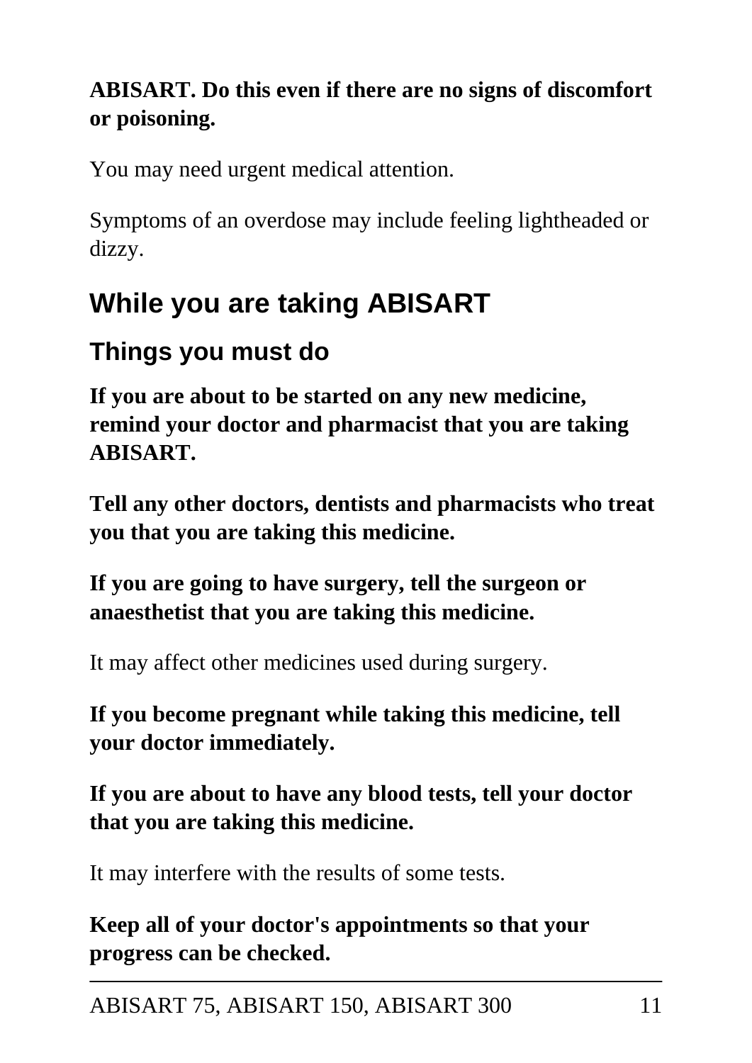**ABISART. Do this even if there are no signs of discomfort or poisoning.**

You may need urgent medical attention.

Symptoms of an overdose may include feeling lightheaded or dizzy.

## While you are taking ABISART

### Things you must do

**If you are about to be started on any new medicine, remind your doctor and pharmacist that you are taking ABISART.**

**Tell any other doctors, dentists and pharmacists who treat you that you are taking this medicine.**

**If you are going to have surgery, tell the surgeon or anaesthetist that you are taking this medicine.**

It may affect other medicines used during surgery.

**If you become pregnant while taking this medicine, tell your doctor immediately.**

**If you are about to have any blood tests, tell your doctor that you are taking this medicine.**

It may interfere with the results of some tests.

**Keep all of your doctor's appointments so that your progress can be checked.**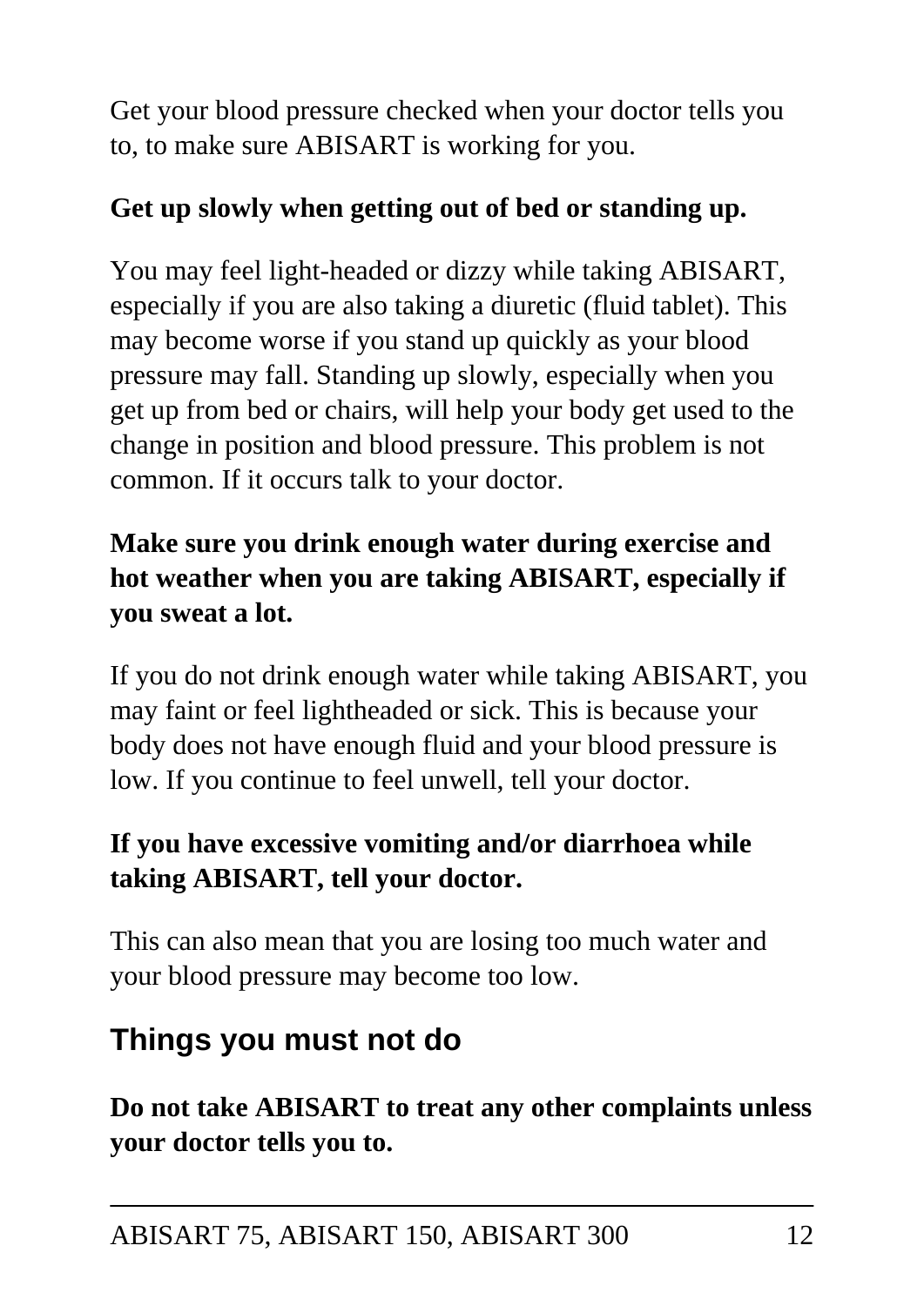Get your blood pressure checked when your doctor tells you to, to make sure ABISART is working for you.

**Get up slowly when getting out of bed or standing up.**

You may feel light-headed or dizzy while taking ABISART, especially if you are also taking a diuretic (fluid tablet). This may become worse if you stand up quickly as your blood pressure may fall. Standing up slowly, especially when you get up from bed or chairs, will help your body get used to the change in position and blood pressure. This problem is not common. If it occurs talk to your doctor.

**Make sure you drink enough water during exercise and hot weather when you are taking ABISART, especially if you sweat a lot.**

If you do not drink enough water while taking ABISART, you may faint or feel lightheaded or sick. This is because your body does not have enough fluid and your blood pressure is low. If you continue to feel unwell, tell your doctor.

**If you have excessive vomiting and/or diarrhoea while taking ABISART, tell your doctor.**

This can also mean that you are losing too much water and your blood pressure may become too low.

## Things you must not do

**Do not take ABISART to treat any other complaints unless your doctor tells you to.**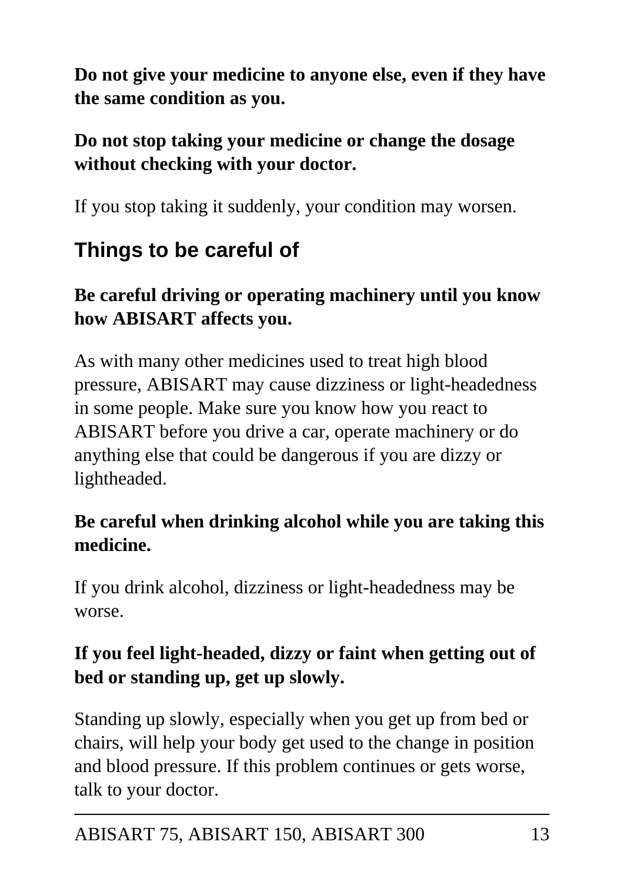**Do not give your medicine to anyone else, even if they have the same condition as you.**

**Do not stop taking your medicine or change the dosage without checking with your doctor.**

If you stop taking it suddenly, your condition may worsen.

## Things to be careful of

**Be careful driving or operating machinery until you know how ABISART affects you.**

As with many other medicines used to treat high blood pressure, ABISART may cause dizziness or light-headedness in some people. Make sure you know how you react to ABISART before you drive a car, operate machinery or do anything else that could be dangerous if you are dizzy or lightheaded.

**Be careful when drinking alcohol while you are taking this medicine.**

If you drink alcohol, dizziness or light-headedness may be worse.

**If you feel light-headed, dizzy or faint when getting out of bed or standing up, get up slowly.**

Standing up slowly, especially when you get up from bed or chairs, will help your body get used to the change in position and blood pressure. If this problem continues or gets worse, talk to your doctor.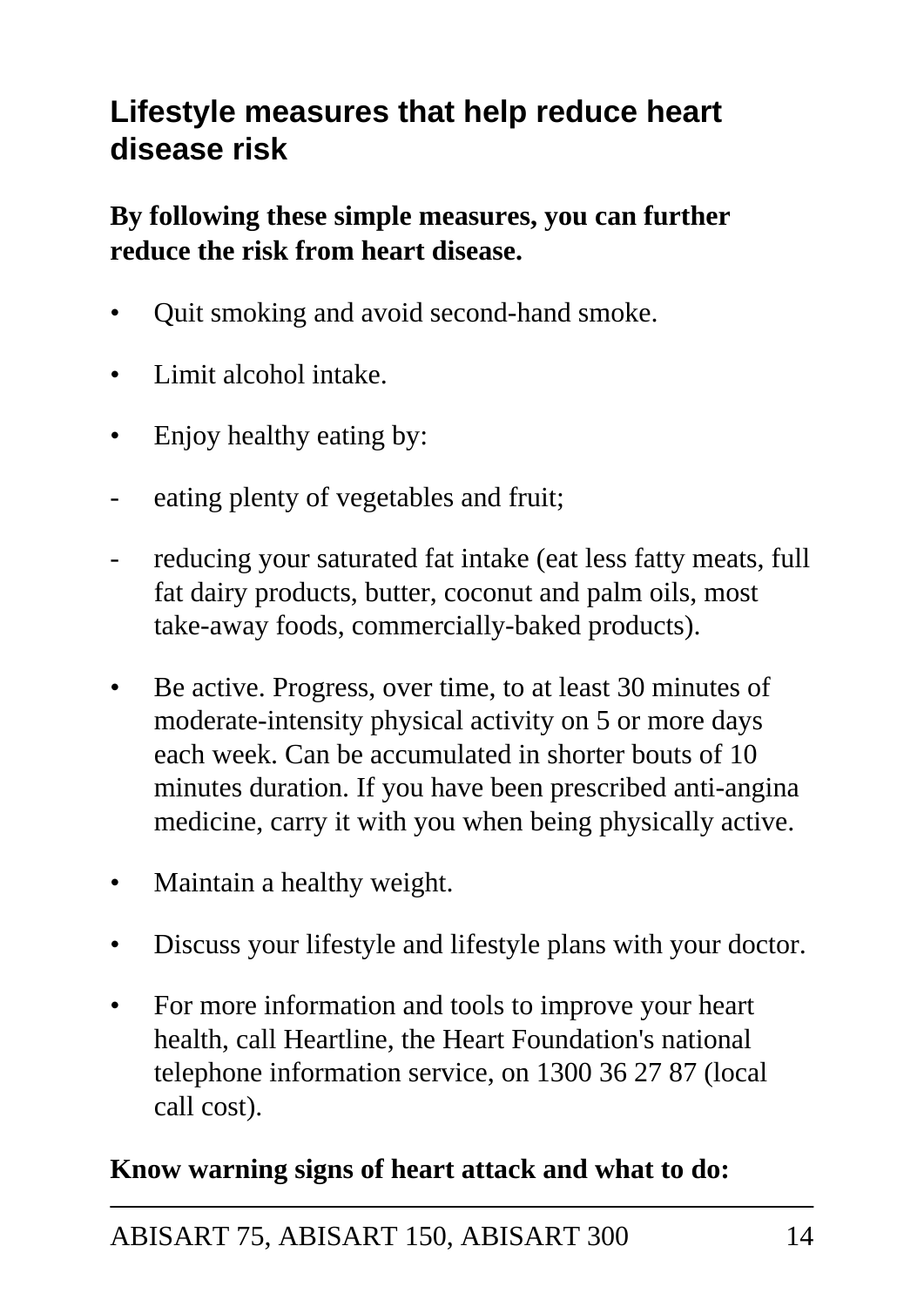## Lifestyle measures that help reduce heart disease risk

**By following these simple measures, you can further reduce the risk from heart disease.**

- Quit smoking and avoid second-hand smoke.
- Limit alcohol intake.
- Enjoy healthy eating by:
  - eating plenty of vegetables and fruit;
  - reducing your saturated fat intake (eat less fatty meats, full fat dairy products, butter, coconut and palm oils, most take-away foods, commercially-baked products).
- Be active. Progress, over time, to at least 30 minutes of moderate-intensity physical activity on 5 or more days each week. Can be accumulated in shorter bouts of 10 minutes duration. If you have been prescribed anti-angina medicine, carry it with you when being physically active.
- Maintain a healthy weight.
- Discuss your lifestyle and lifestyle plans with your doctor.
- For more information and tools to improve your heart health, call Heartline, the Heart Foundation's national telephone information service, on 1300 36 27 87 (local call cost).

**Know warning signs of heart attack and what to do:**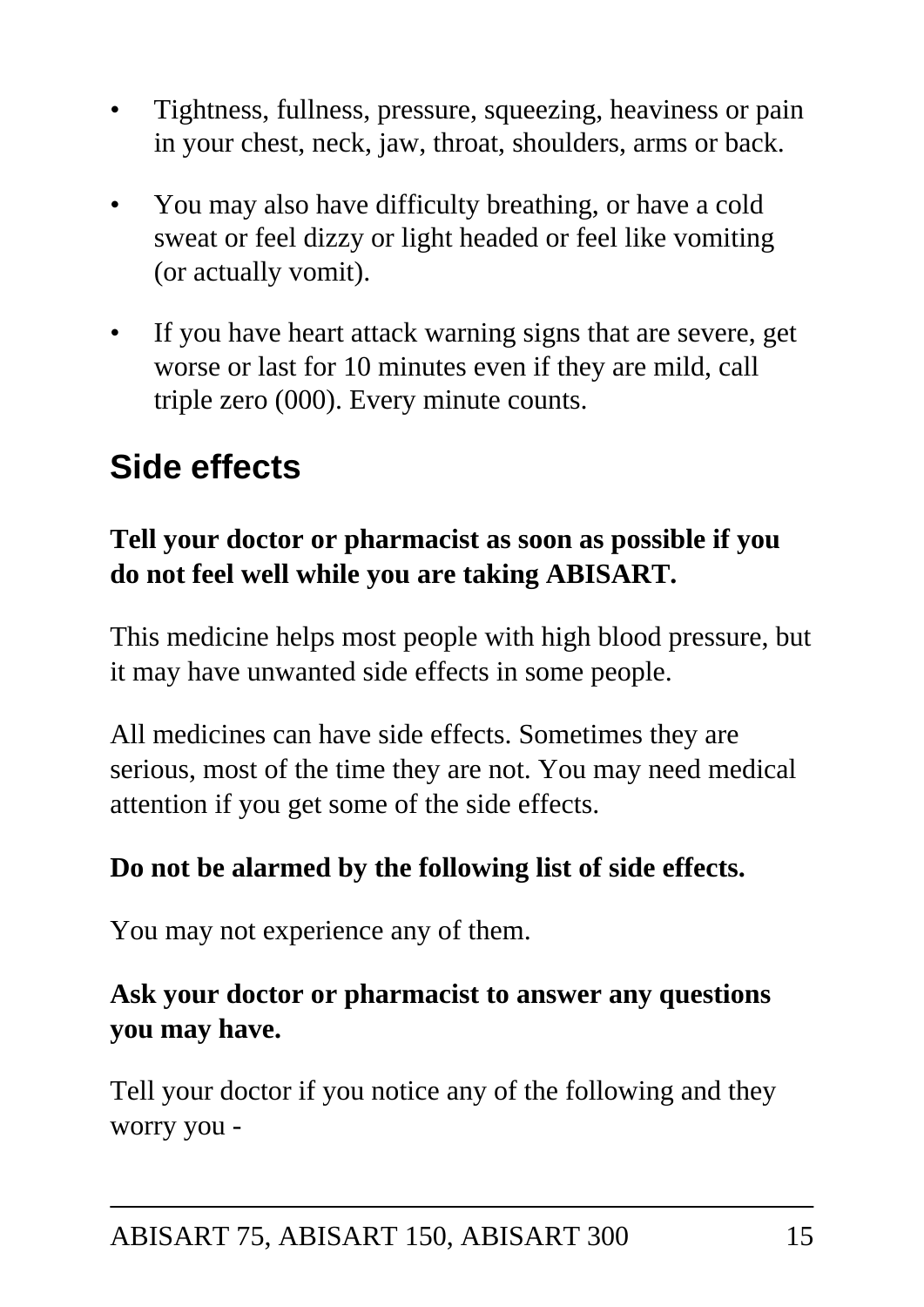- Tightness, fullness, pressure, squeezing, heaviness or pain in your chest, neck, jaw, throat, shoulders, arms or back.
- You may also have difficulty breathing, or have a cold sweat or feel dizzy or light headed or feel like vomiting (or actually vomit).
- If you have heart attack warning signs that are severe, get worse or last for 10 minutes even if they are mild, call triple zero (000). Every minute counts.

## Side effects

**Tell your doctor or pharmacist as soon as possible if you do not feel well while you are taking ABISART.**

This medicine helps most people with high blood pressure, but it may have unwanted side effects in some people.

All medicines can have side effects. Sometimes they are serious, most of the time they are not. You may need medical attention if you get some of the side effects.

**Do not be alarmed by the following list of side effects.**

You may not experience any of them.

**Ask your doctor or pharmacist to answer any questions you may have.**

Tell your doctor if you notice any of the following and they worry you -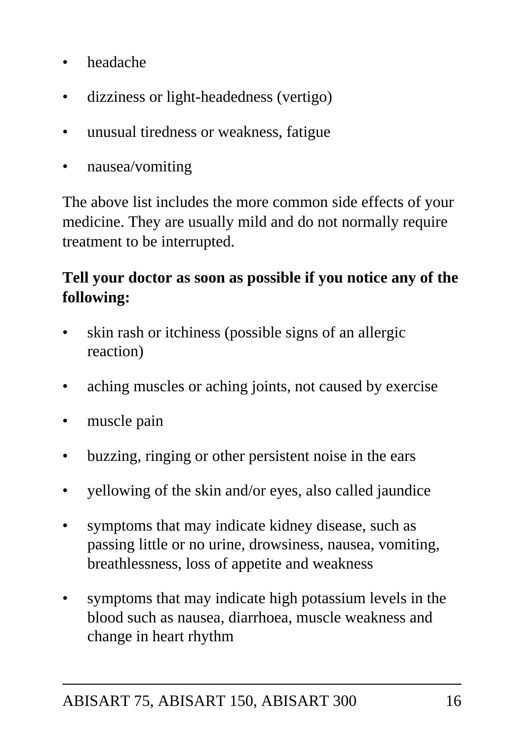- headache
- dizziness or light-headedness (vertigo)
- unusual tiredness or weakness, fatigue
- nausea/vomiting

The above list includes the more common side effects of your medicine. They are usually mild and do not normally require treatment to be interrupted.

**Tell your doctor as soon as possible if you notice any of the following:**

- skin rash or itchiness (possible signs of an allergic reaction)
- aching muscles or aching joints, not caused by exercise
- muscle pain
- buzzing, ringing or other persistent noise in the ears
- yellowing of the skin and/or eyes, also called jaundice
- symptoms that may indicate kidney disease, such as passing little or no urine, drowsiness, nausea, vomiting, breathlessness, loss of appetite and weakness
- symptoms that may indicate high potassium levels in the blood such as nausea, diarrhoea, muscle weakness and change in heart rhythm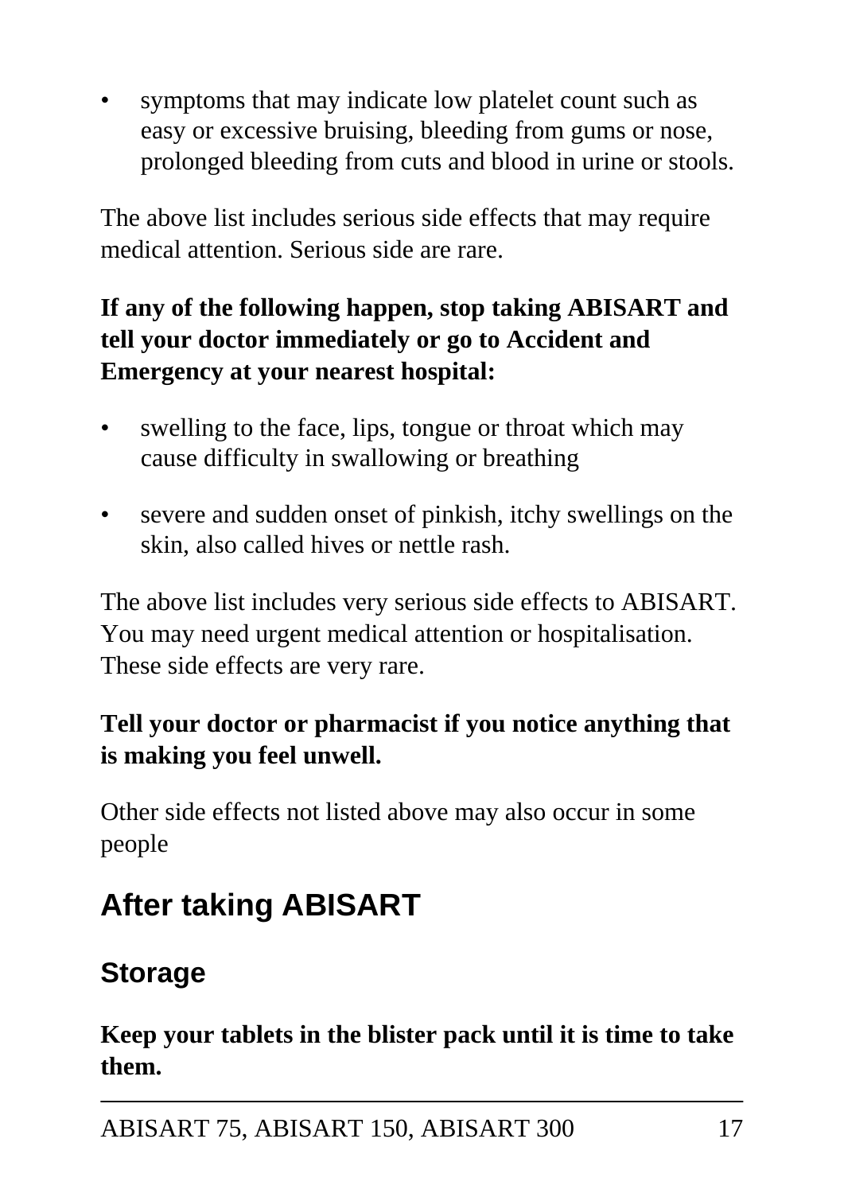- symptoms that may indicate low platelet count such as easy or excessive bruising, bleeding from gums or nose, prolonged bleeding from cuts and blood in urine or stools.

The above list includes serious side effects that may require medical attention. Serious side are rare.

**If any of the following happen, stop taking ABISART and tell your doctor immediately or go to Accident and Emergency at your nearest hospital:**

- swelling to the face, lips, tongue or throat which may cause difficulty in swallowing or breathing
- severe and sudden onset of pinkish, itchy swellings on the skin, also called hives or nettle rash.

The above list includes very serious side effects to ABISART. You may need urgent medical attention or hospitalisation. These side effects are very rare.

**Tell your doctor or pharmacist if you notice anything that is making you feel unwell.**

Other side effects not listed above may also occur in some people

# After taking ABISART

## Storage

**Keep your tablets in the blister pack until it is time to take them.**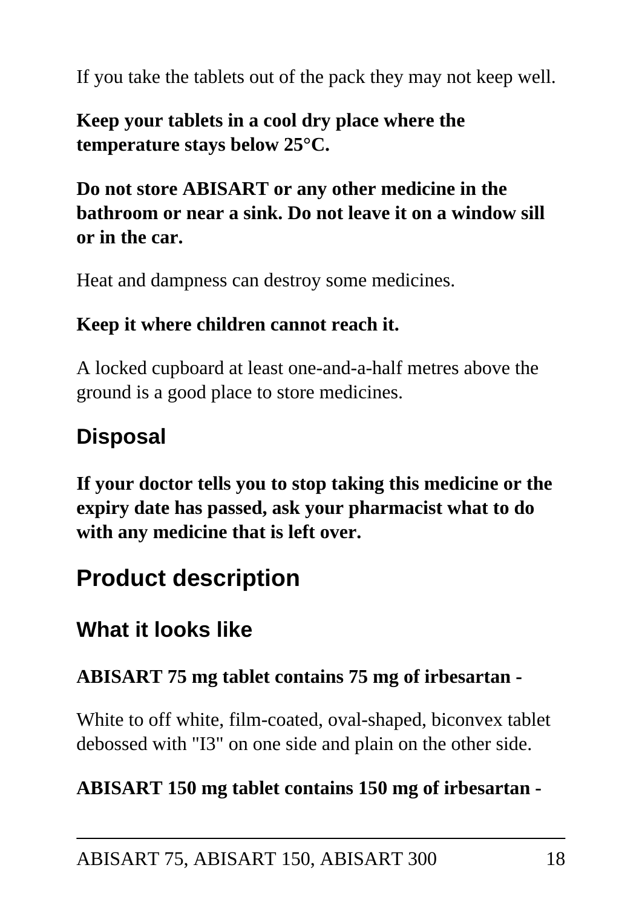If you take the tablets out of the pack they may not keep well.

**Keep your tablets in a cool dry place where the temperature stays below 25°C.**

**Do not store ABISART or any other medicine in the bathroom or near a sink. Do not leave it on a window sill or in the car.**

Heat and dampness can destroy some medicines.

**Keep it where children cannot reach it.**

A locked cupboard at least one-and-a-half metres above the ground is a good place to store medicines.

### Disposal

**If your doctor tells you to stop taking this medicine or the expiry date has passed, ask your pharmacist what to do with any medicine that is left over.**

## Product description

### What it looks like

**ABISART 75 mg tablet contains 75 mg of irbesartan -**

White to off white, film-coated, oval-shaped, biconvex tablet debossed with "I3" on one side and plain on the other side.

**ABISART 150 mg tablet contains 150 mg of irbesartan -**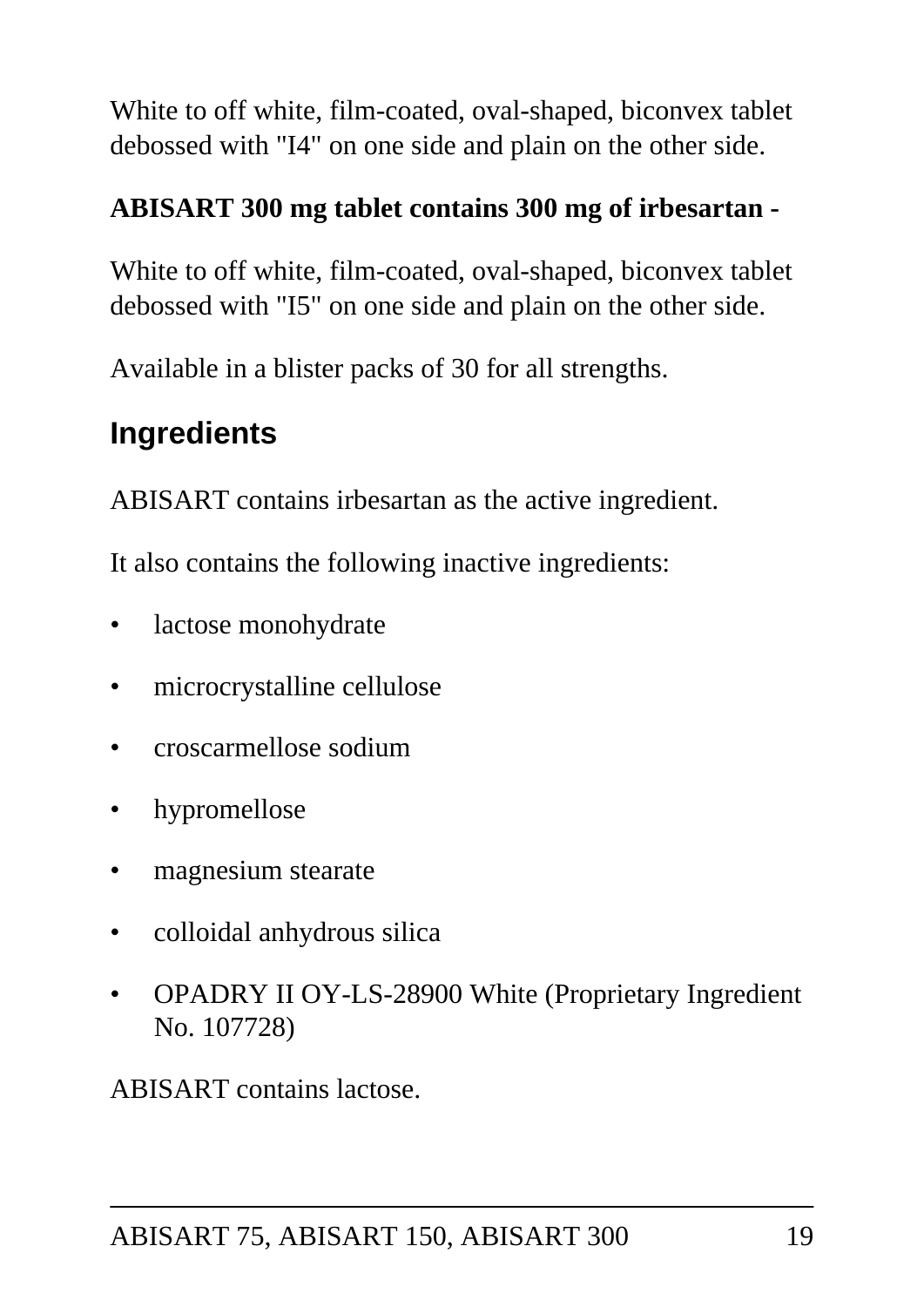White to off white, film-coated, oval-shaped, biconvex tablet debossed with "I4" on one side and plain on the other side.

**ABISART 300 mg tablet contains 300 mg of irbesartan -**

White to off white, film-coated, oval-shaped, biconvex tablet debossed with "I5" on one side and plain on the other side.

Available in a blister packs of 30 for all strengths.

## Ingredients

ABISART contains irbesartan as the active ingredient.

It also contains the following inactive ingredients:

- lactose monohydrate
- microcrystalline cellulose
- croscarmellose sodium
- hypromellose
- magnesium stearate
- colloidal anhydrous silica
- OPADRY II OY-LS-28900 White (Proprietary Ingredient No. 107728)

ABISART contains lactose.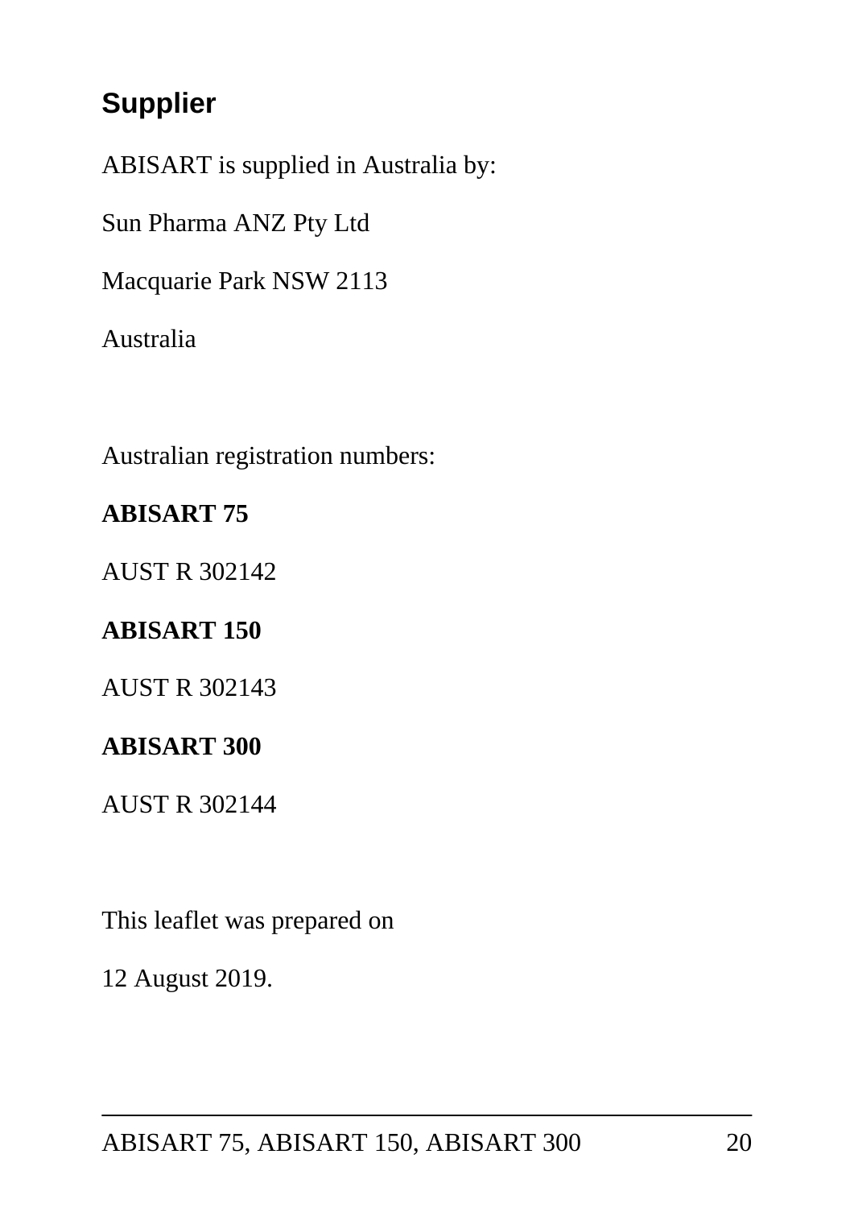## Supplier

ABISART is supplied in Australia by:

Sun Pharma ANZ Pty Ltd

Macquarie Park NSW 2113

Australia

Australian registration numbers:

**ABISART 75**

AUST R 302142

**ABISART 150**

AUST R 302143

**ABISART 300**

AUST R 302144

This leaflet was prepared on

12 August 2019.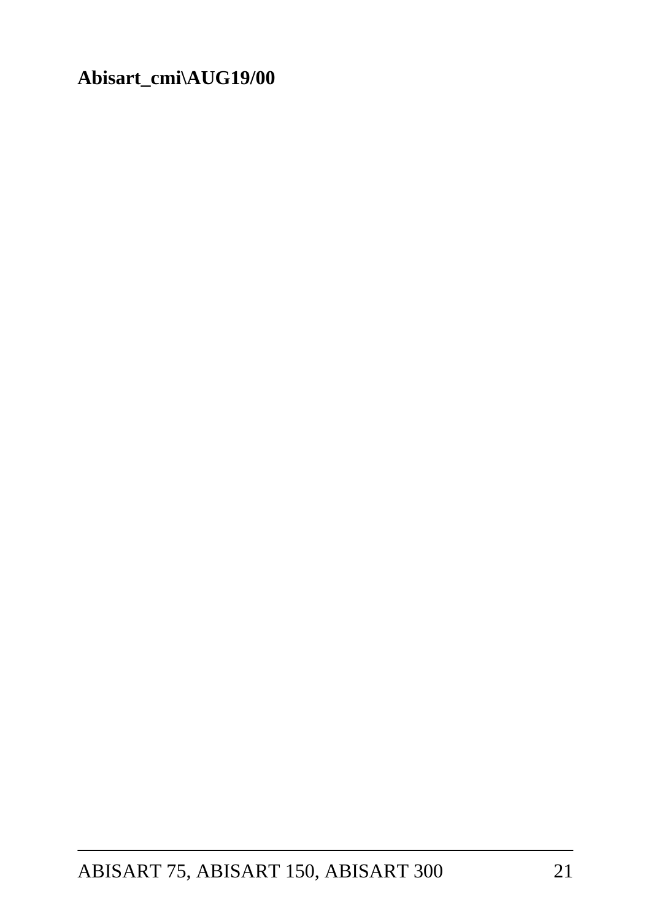**Abisart_cmi\AUG19/00**